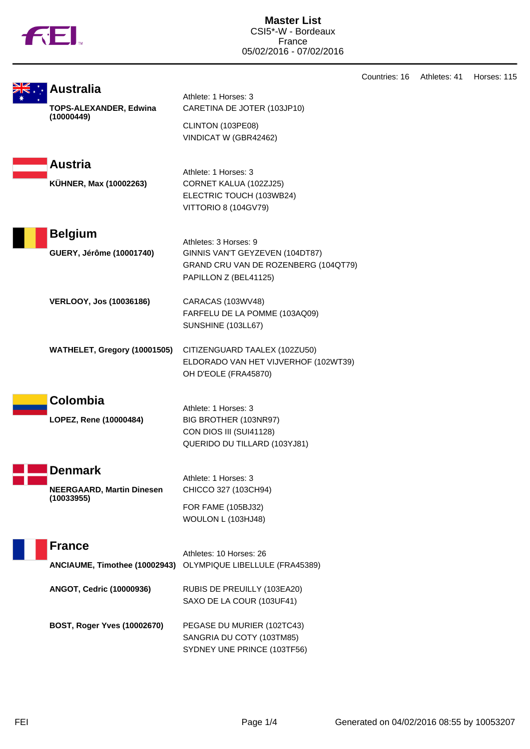# Master List
CSI5*-W - Bordeaux
France
05/02/2016 - 07/02/2016

Countries: 16 Athletes: 41 Horses: 115

## Australia

Athlete: 1 Horses: 3

**TOPS-ALEXANDER, Edwina (10000449)**
- CARETINA DE JOTER (103JP10)
- CLINTON (103PE08)
- VINDICAT W (GBR42462)

## Austria

Athlete: 1 Horses: 3

**KÜHNER, Max (10002263)**
- CORNET KALUA (102ZJ25)
- ELECTRIC TOUCH (103WB24)
- VITTORIO 8 (104GV79)

## Belgium

Athletes: 3 Horses: 9

**GUERY, Jérôme (10001740)**
- GINNIS VAN'T GEYZEVEN (104DT87)
- GRAND CRU VAN DE ROZENBERG (104QT79)
- PAPILLON Z (BEL41125)

**VERLOOY, Jos (10036186)**
- CARACAS (103WV48)
- FARFELU DE LA POMME (103AQ09)
- SUNSHINE (103LL67)

**WATHELET, Gregory (10001505)**
- CITIZENGUARD TAALEX (102ZU50)
- ELDORADO VAN HET VIJVERHOF (102WT39)
- OH D'EOLE (FRA45870)

## Colombia

Athlete: 1 Horses: 3

**LOPEZ, Rene (10000484)**
- BIG BROTHER (103NR97)
- CON DIOS III (SUI41128)
- QUERIDO DU TILLARD (103YJ81)

## Denmark

Athlete: 1 Horses: 3

**NEERGAARD, Martin Dinesen (10033955)**
- CHICCO 327 (103CH94)
- FOR FAME (105BJ32)
- WOULON L (103HJ48)

## France

Athletes: 10 Horses: 26

**ANCIAUME, Timothee (10002943)**
- OLYMPIQUE LIBELLULE (FRA45389)

**ANGOT, Cedric (10000936)**
- RUBIS DE PREUILLY (103EA20)
- SAXO DE LA COUR (103UF41)

**BOST, Roger Yves (10002670)**
- PEGASE DU MURIER (102TC43)
- SANGRIA DU COTY (103TM85)
- SYDNEY UNE PRINCE (103TF56)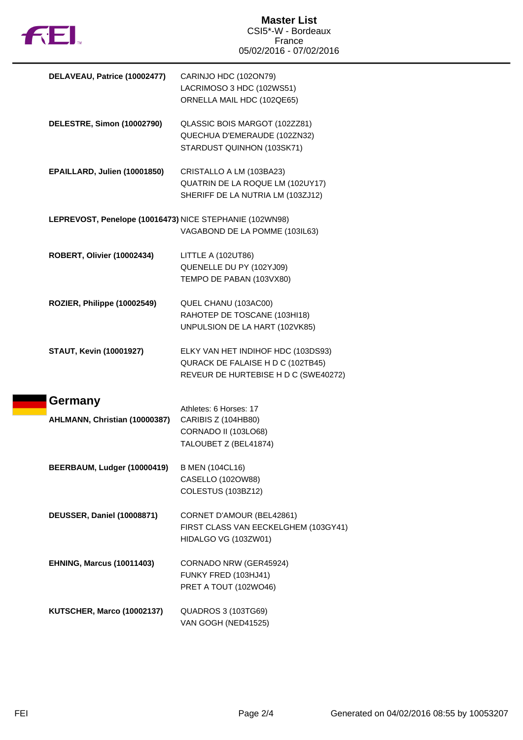**DELAVEAU, Patrice (10002477)**
CARINJO HDC (102ON79)
LACRIMOSO 3 HDC (102WS51)
ORNELLA MAIL HDC (102QE65)

**DELESTRE, Simon (10002790)**
QLASSIC BOIS MARGOT (102ZZ81)
QUECHUA D'EMERAUDE (102ZN32)
STARDUST QUINHON (103SK71)

**EPAILLARD, Julien (10001850)**
CRISTALLO A LM (103BA23)
QUATRIN DE LA ROQUE LM (102UY17)
SHERIFF DE LA NUTRIA LM (103ZJ12)

**LEPREVOST, Penelope (10016473)**
NICE STEPHANIE (102WN98)
VAGABOND DE LA POMME (103IL63)

**ROBERT, Olivier (10002434)**
LITTLE A (102UT86)
QUENELLE DU PY (102YJ09)
TEMPO DE PABAN (103VX80)

**ROZIER, Philippe (10002549)**
QUEL CHANU (103AC00)
RAHOTEP DE TOSCANE (103HI18)
UNPULSION DE LA HART (102VK85)

**STAUT, Kevin (10001927)**
ELKY VAN HET INDIHOF HDC (103DS93)
QURACK DE FALAISE H D C (102TB45)
REVEUR DE HURTEBISE H D C (SWE40272)

## Germany

Athletes: 6 Horses: 17

**AHLMANN, Christian (10000387)**
CARIBIS Z (104HB80)
CORNADO II (103LO68)
TALOUBET Z (BEL41874)

**BEERBAUM, Ludger (10000419)**
B MEN (104CL16)
CASELLO (102OW88)
COLESTUS (103BZ12)

**DEUSSER, Daniel (10008871)**
CORNET D'AMOUR (BEL42861)
FIRST CLASS VAN EECKELGHEM (103GY41)
HIDALGO VG (103ZW01)

**EHNING, Marcus (10011403)**
CORNADO NRW (GER45924)
FUNKY FRED (103HJ41)
PRET A TOUT (102WO46)

**KUTSCHER, Marco (10002137)**
QUADROS 3 (103TG69)
VAN GOGH (NED41525)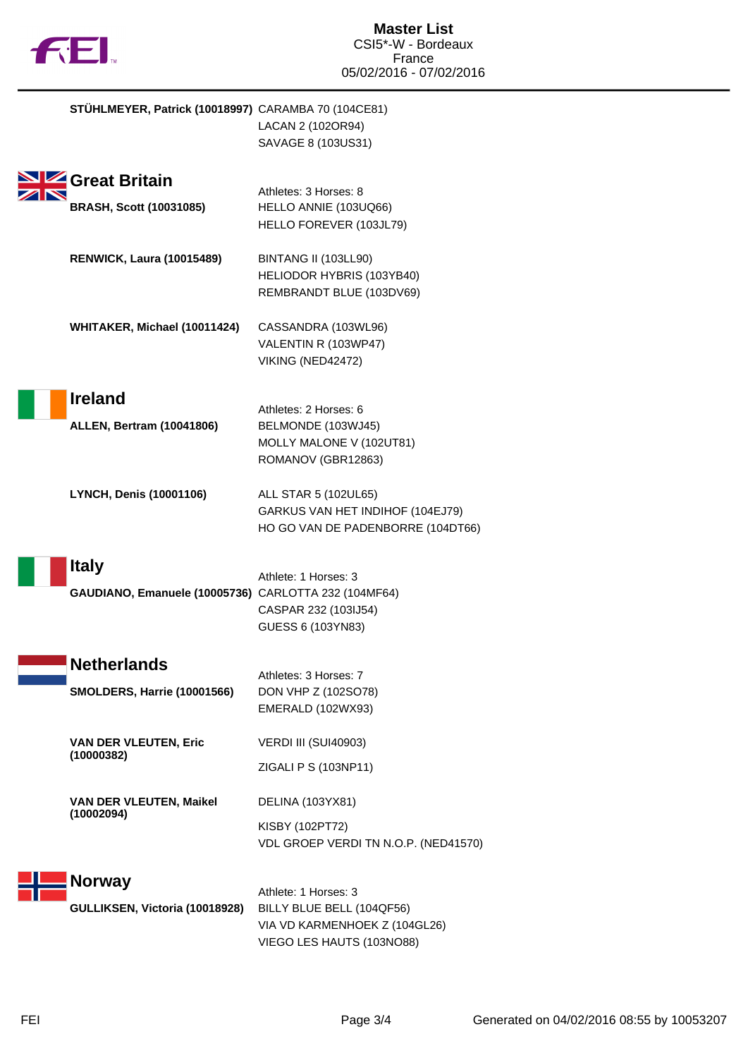**STÜHLMEYER, Patrick (10018997)**
CARAMBA 70 (104CE81)
LACAN 2 (102OR94)
SAVAGE 8 (103US31)

## Great Britain

Athletes: 3 Horses: 8

**BRASH, Scott (10031085)**
HELLO ANNIE (103UQ66)
HELLO FOREVER (103JL79)

**RENWICK, Laura (10015489)**
BINTANG II (103LL90)
HELIODOR HYBRIS (103YB40)
REMBRANDT BLUE (103DV69)

**WHITAKER, Michael (10011424)**
CASSANDRA (103WL96)
VALENTIN R (103WP47)
VIKING (NED42472)

## Ireland

Athletes: 2 Horses: 6

**ALLEN, Bertram (10041806)**
BELMONDE (103WJ45)
MOLLY MALONE V (102UT81)
ROMANOV (GBR12863)

**LYNCH, Denis (10001106)**
ALL STAR 5 (102UL65)
GARKUS VAN HET INDIHOF (104EJ79)
HO GO VAN DE PADENBORRE (104DT66)

## Italy

Athlete: 1 Horses: 3

**GAUDIANO, Emanuele (10005736)**
CARLOTTA 232 (104MF64)
CASPAR 232 (103IJ54)
GUESS 6 (103YN83)

## Netherlands

Athletes: 3 Horses: 7

**SMOLDERS, Harrie (10001566)**
DON VHP Z (102SO78)
EMERALD (102WX93)

**VAN DER VLEUTEN, Eric (10000382)**
VERDI III (SUI40903)
ZIGALI P S (103NP11)

**VAN DER VLEUTEN, Maikel (10002094)**
DELINA (103YX81)
KISBY (102PT72)
VDL GROEP VERDI TN N.O.P. (NED41570)

## Norway

Athlete: 1 Horses: 3

**GULLIKSEN, Victoria (10018928)**
BILLY BLUE BELL (104QF56)
VIA VD KARMENHOEK Z (104GL26)
VIEGO LES HAUTS (103NO88)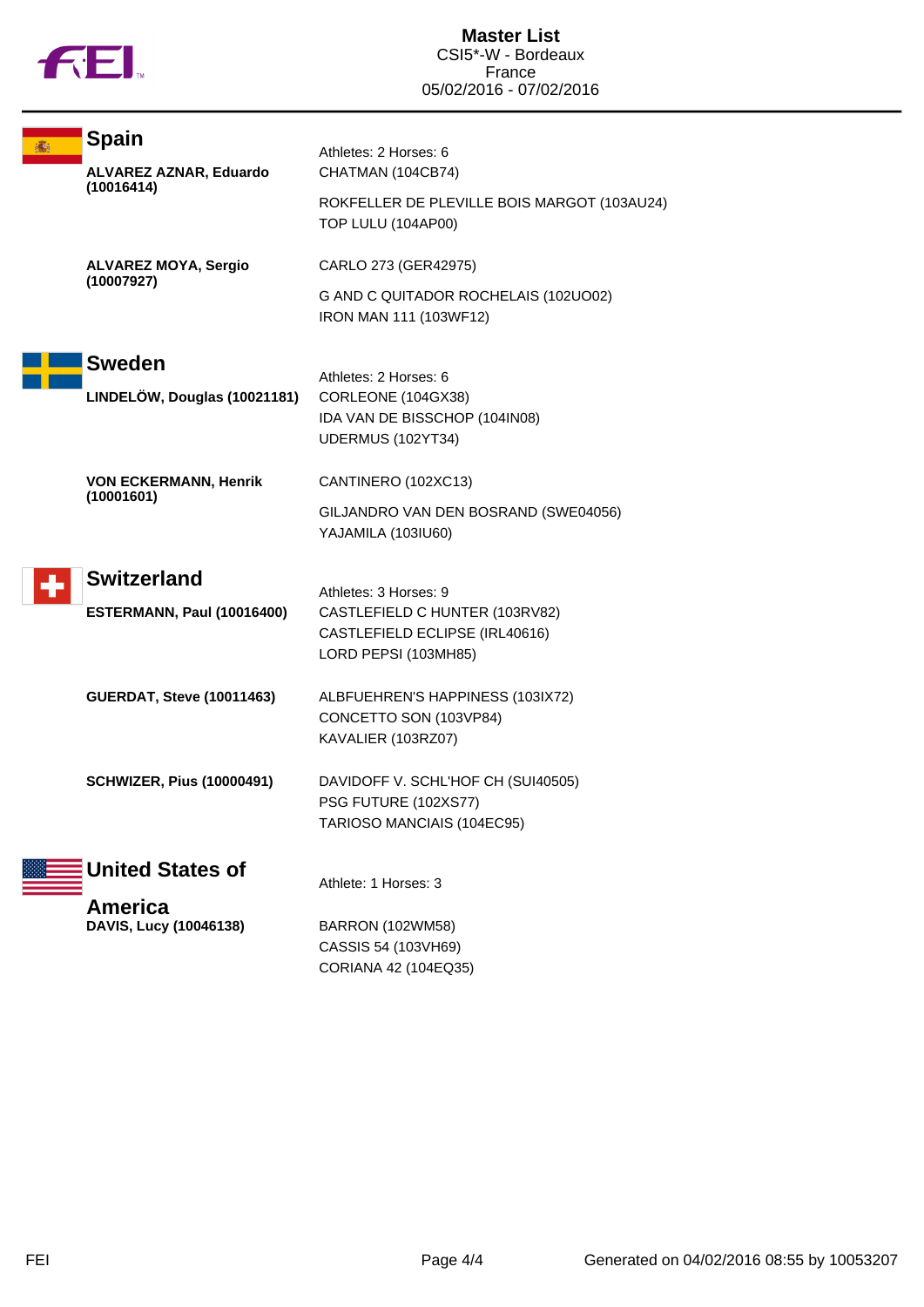**Master List**
CSI5*-W - Bordeaux
France
05/02/2016 - 07/02/2016

## Spain

Athletes: 2 Horses: 6

**ALVAREZ AZNAR, Eduardo (10016414)**

CHATMAN (104CB74)
ROKFELLER DE PLEVILLE BOIS MARGOT (103AU24)
TOP LULU (104AP00)

**ALVAREZ MOYA, Sergio (10007927)**

CARLO 273 (GER42975)
G AND C QUITADOR ROCHELAIS (102UO02)
IRON MAN 111 (103WF12)

## Sweden

Athletes: 2 Horses: 6

**LINDELÖW, Douglas (10021181)**

CORLEONE (104GX38)
IDA VAN DE BISSCHOP (104IN08)
UDERMUS (102YT34)

**VON ECKERMANN, Henrik (10001601)**

CANTINERO (102XC13)
GILJANDRO VAN DEN BOSRAND (SWE04056)
YAJAMILA (103IU60)

## Switzerland

Athletes: 3 Horses: 9

**ESTERMANN, Paul (10016400)**

CASTLEFIELD C HUNTER (103RV82)
CASTLEFIELD ECLIPSE (IRL40616)
LORD PEPSI (103MH85)

**GUERDAT, Steve (10011463)**

ALBFUEHREN'S HAPPINESS (103IX72)
CONCETTO SON (103VP84)
KAVALIER (103RZ07)

**SCHWIZER, Pius (10000491)**

DAVIDOFF V. SCHL'HOF CH (SUI40505)
PSG FUTURE (102XS77)
TARIOSO MANCIAIS (104EC95)

## United States of America

Athlete: 1 Horses: 3

**DAVIS, Lucy (10046138)**

BARRON (102WM58)
CASSIS 54 (103VH69)
CORIANA 42 (104EQ35)

FEI

Generated on 04/02/2016 08:55 by 10053207